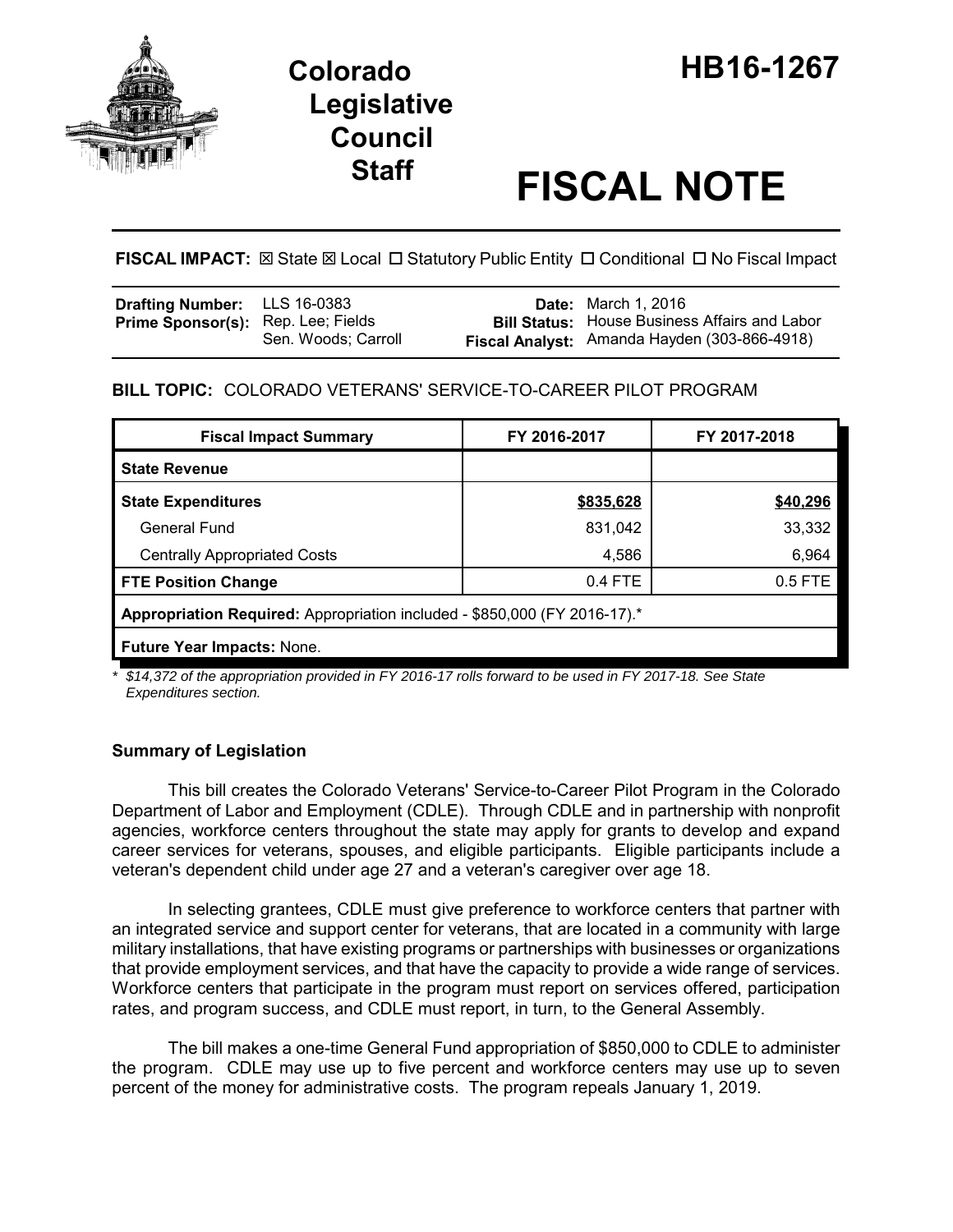# Colorado Legislative Council Staff

# HB16-1267

# FISCAL NOTE

**FISCAL IMPACT:** ☒ State ☒ Local ☐ Statutory Public Entity ☐ Conditional ☐ No Fiscal Impact

| | | | |
|---|---|---|---|
| **Drafting Number:** | LLS 16-0383 | **Date:** | March 1, 2016 |
| **Prime Sponsor(s):** | Rep. Lee; Fields<br>Sen. Woods; Carroll | **Bill Status:** | House Business Affairs and Labor |
| | | **Fiscal Analyst:** | Amanda Hayden (303-866-4918) |

## BILL TOPIC: COLORADO VETERANS' SERVICE-TO-CAREER PILOT PROGRAM

| Fiscal Impact Summary | FY 2016-2017 | FY 2017-2018 |
|---|---|---|
| **State Revenue** | | |
| **State Expenditures** | **$835,628** | **$40,296** |
| General Fund | 831,042 | 33,332 |
| Centrally Appropriated Costs | 4,586 | 6,964 |
| **FTE Position Change** | 0.4 FTE | 0.5 FTE |
| **Appropriation Required:** Appropriation included - $850,000 (FY 2016-17).* | | |
| **Future Year Impacts:** None. | | |

*\* $14,372 of the appropriation provided in FY 2016-17 rolls forward to be used in FY 2017-18. See State Expenditures section.*

### Summary of Legislation

This bill creates the Colorado Veterans' Service-to-Career Pilot Program in the Colorado Department of Labor and Employment (CDLE). Through CDLE and in partnership with nonprofit agencies, workforce centers throughout the state may apply for grants to develop and expand career services for veterans, spouses, and eligible participants. Eligible participants include a veteran's dependent child under age 27 and a veteran's caregiver over age 18.

In selecting grantees, CDLE must give preference to workforce centers that partner with an integrated service and support center for veterans, that are located in a community with large military installations, that have existing programs or partnerships with businesses or organizations that provide employment services, and that have the capacity to provide a wide range of services. Workforce centers that participate in the program must report on services offered, participation rates, and program success, and CDLE must report, in turn, to the General Assembly.

The bill makes a one-time General Fund appropriation of $850,000 to CDLE to administer the program. CDLE may use up to five percent and workforce centers may use up to seven percent of the money for administrative costs. The program repeals January 1, 2019.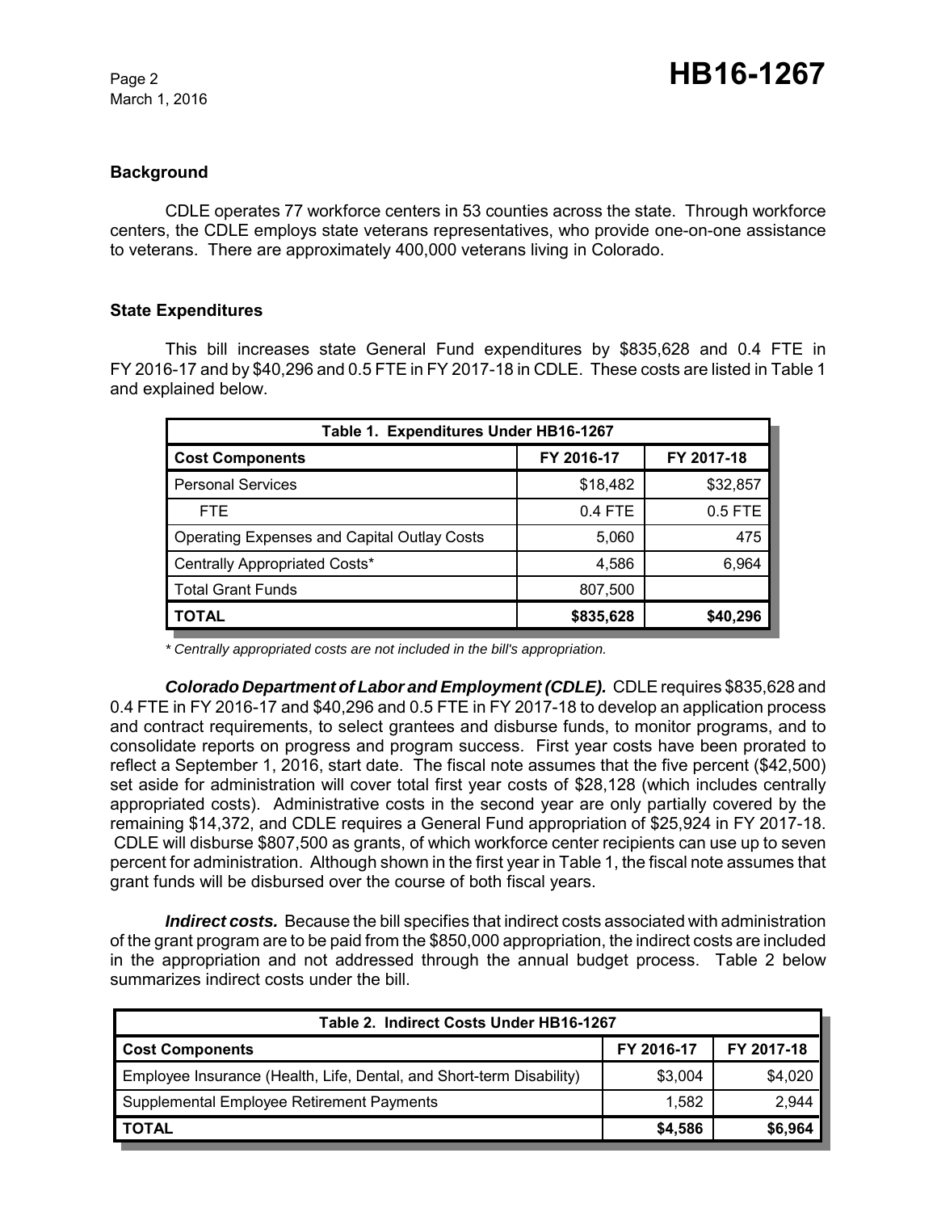### Background

CDLE operates 77 workforce centers in 53 counties across the state. Through workforce centers, the CDLE employs state veterans representatives, who provide one-on-one assistance to veterans. There are approximately 400,000 veterans living in Colorado.

### State Expenditures

This bill increases state General Fund expenditures by $835,628 and 0.4 FTE in FY 2016-17 and by $40,296 and 0.5 FTE in FY 2017-18 in CDLE. These costs are listed in Table 1 and explained below.

| Table 1. Expenditures Under HB16-1267 | | |
|---|---|---|
| **Cost Components** | **FY 2016-17** | **FY 2017-18** |
| Personal Services | $18,482 | $32,857 |
| FTE | 0.4 FTE | 0.5 FTE |
| Operating Expenses and Capital Outlay Costs | 5,060 | 475 |
| Centrally Appropriated Costs* | 4,586 | 6,964 |
| Total Grant Funds | 807,500 | |
| **TOTAL** | **$835,628** | **$40,296** |

*\* Centrally appropriated costs are not included in the bill's appropriation.*

***Colorado Department of Labor and Employment (CDLE).*** CDLE requires $835,628 and 0.4 FTE in FY 2016-17 and $40,296 and 0.5 FTE in FY 2017-18 to develop an application process and contract requirements, to select grantees and disburse funds, to monitor programs, and to consolidate reports on progress and program success. First year costs have been prorated to reflect a September 1, 2016, start date. The fiscal note assumes that the five percent ($42,500) set aside for administration will cover total first year costs of $28,128 (which includes centrally appropriated costs). Administrative costs in the second year are only partially covered by the remaining $14,372, and CDLE requires a General Fund appropriation of $25,924 in FY 2017-18. CDLE will disburse $807,500 as grants, of which workforce center recipients can use up to seven percent for administration. Although shown in the first year in Table 1, the fiscal note assumes that grant funds will be disbursed over the course of both fiscal years.

***Indirect costs.*** Because the bill specifies that indirect costs associated with administration of the grant program are to be paid from the $850,000 appropriation, the indirect costs are included in the appropriation and not addressed through the annual budget process. Table 2 below summarizes indirect costs under the bill.

| Table 2. Indirect Costs Under HB16-1267 | | |
|---|---|---|
| **Cost Components** | **FY 2016-17** | **FY 2017-18** |
| Employee Insurance (Health, Life, Dental, and Short-term Disability) | $3,004 | $4,020 |
| Supplemental Employee Retirement Payments | 1,582 | 2,944 |
| **TOTAL** | **$4,586** | **$6,964** |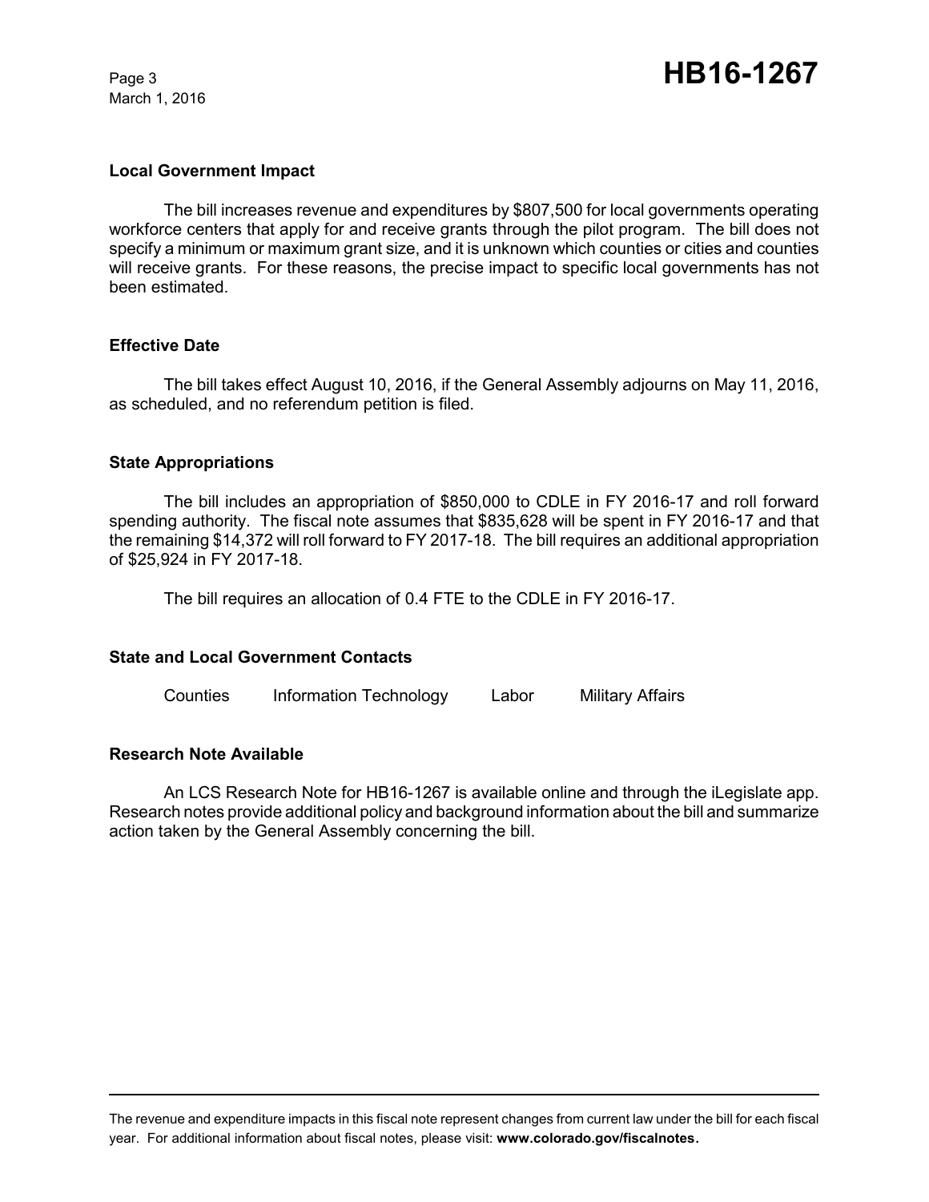## Local Government Impact

The bill increases revenue and expenditures by $807,500 for local governments operating workforce centers that apply for and receive grants through the pilot program. The bill does not specify a minimum or maximum grant size, and it is unknown which counties or cities and counties will receive grants. For these reasons, the precise impact to specific local governments has not been estimated.

## Effective Date

The bill takes effect August 10, 2016, if the General Assembly adjourns on May 11, 2016, as scheduled, and no referendum petition is filed.

## State Appropriations

The bill includes an appropriation of $850,000 to CDLE in FY 2016-17 and roll forward spending authority. The fiscal note assumes that $835,628 will be spent in FY 2016-17 and that the remaining $14,372 will roll forward to FY 2017-18. The bill requires an additional appropriation of $25,924 in FY 2017-18.

The bill requires an allocation of 0.4 FTE to the CDLE in FY 2016-17.

## State and Local Government Contacts

Counties    Information Technology    Labor    Military Affairs

## Research Note Available

An LCS Research Note for HB16-1267 is available online and through the iLegislate app. Research notes provide additional policy and background information about the bill and summarize action taken by the General Assembly concerning the bill.

The revenue and expenditure impacts in this fiscal note represent changes from current law under the bill for each fiscal year. For additional information about fiscal notes, please visit: **www.colorado.gov/fiscalnotes.**